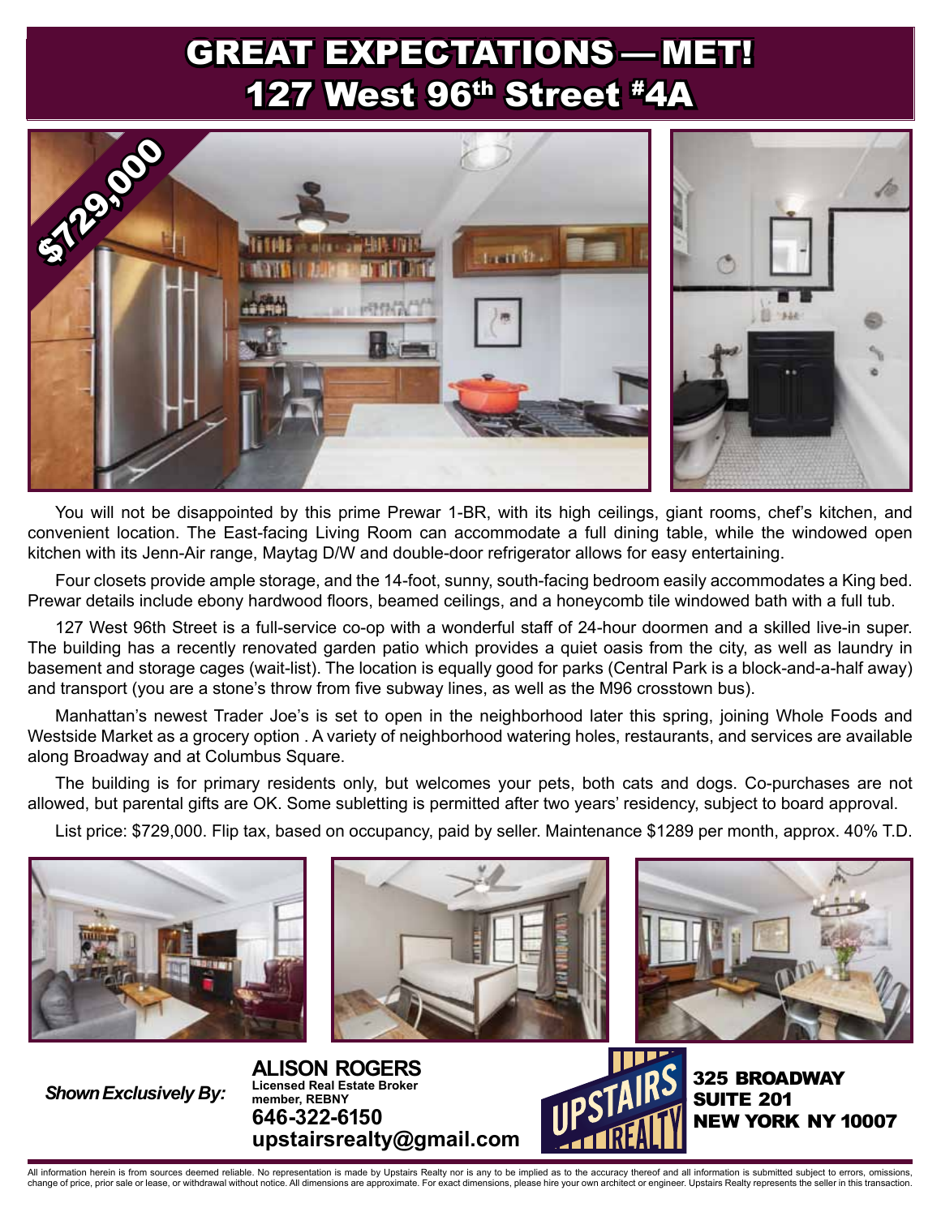# GREAT EXPECTATIONS — MET!
# 127 West 96th Street #4A

$729,000

You will not be disappointed by this prime Prewar 1-BR, with its high ceilings, giant rooms, chef's kitchen, and convenient location. The East-facing Living Room can accommodate a full dining table, while the windowed open kitchen with its Jenn-Air range, Maytag D/W and double-door refrigerator allows for easy entertaining.

Four closets provide ample storage, and the 14-foot, sunny, south-facing bedroom easily accommodates a King bed. Prewar details include ebony hardwood floors, beamed ceilings, and a honeycomb tile windowed bath with a full tub.

127 West 96th Street is a full-service co-op with a wonderful staff of 24-hour doormen and a skilled live-in super. The building has a recently renovated garden patio which provides a quiet oasis from the city, as well as laundry in basement and storage cages (wait-list). The location is equally good for parks (Central Park is a block-and-a-half away) and transport (you are a stone's throw from five subway lines, as well as the M96 crosstown bus).

Manhattan's newest Trader Joe's is set to open in the neighborhood later this spring, joining Whole Foods and Westside Market as a grocery option . A variety of neighborhood watering holes, restaurants, and services are available along Broadway and at Columbus Square.

The building is for primary residents only, but welcomes your pets, both cats and dogs. Co-purchases are not allowed, but parental gifts are OK. Some subletting is permitted after two years' residency, subject to board approval.

List price: $729,000. Flip tax, based on occupancy, paid by seller. Maintenance $1289 per month, approx. 40% T.D.

***Shown Exclusively By:***

**ALISON ROGERS**
**Licensed Real Estate Broker**
**member, REBNY**
**646-322-6150**
**upstairsrealty@gmail.com**

UPSTAIRS REALTY

**325 BROADWAY**
**SUITE 201**
**NEW YORK NY 10007**

All information herein is from sources deemed reliable. No representation is made by Upstairs Realty nor is any to be implied as to the accuracy thereof and all information is submitted subject to errors, omissions, change of price, prior sale or lease, or withdrawal without notice. All dimensions are approximate. For exact dimensions, please hire your own architect or engineer. Upstairs Realty represents the seller in this transaction.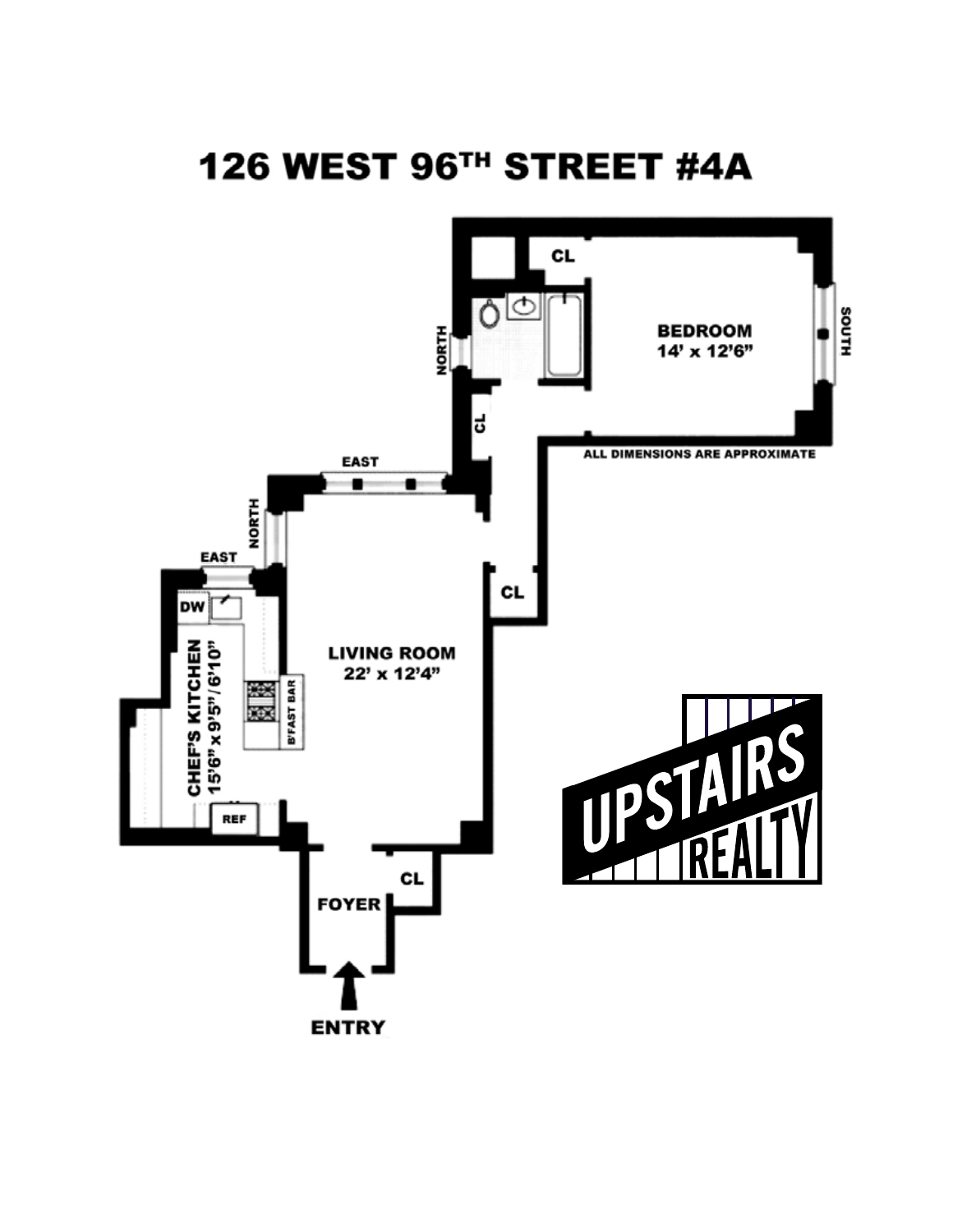# 126 WEST 96TH STREET #4A

BEDROOM
14' x 12'6"

CL

NORTH

SOUTH

CL

ALL DIMENSIONS ARE APPROXIMATE

EAST

NORTH

EAST

DW

CHEF'S KITCHEN
15'6" x 9'5"/6'10"

B'FAST BAR

REF

LIVING ROOM
22' x 12'4"

CL

CL

FOYER

ENTRY

UPSTAIRS REALTY